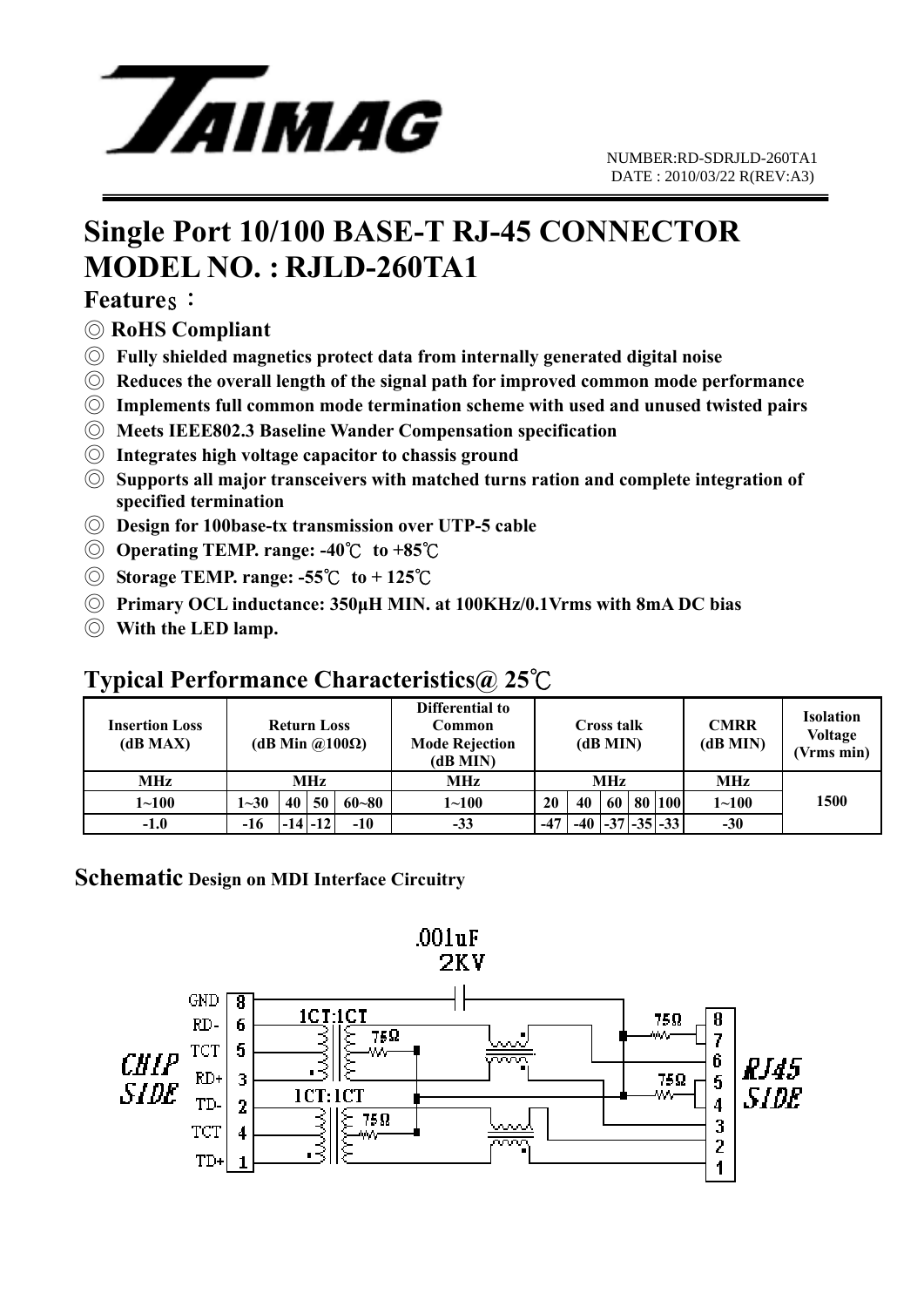NUMBER:RD-SDRJLD-260TA1
DATE : 2010/03/22 R(REV:A3)

# Single Port 10/100 BASE-T RJ-45 CONNECTOR
# MODEL NO. : RJLD-260TA1

## Features：

◎ **RoHS Compliant**

◎ **Fully shielded magnetics protect data from internally generated digital noise**

◎ **Reduces the overall length of the signal path for improved common mode performance**

◎ **Implements full common mode termination scheme with used and unused twisted pairs**

◎ **Meets IEEE802.3 Baseline Wander Compensation specification**

◎ **Integrates high voltage capacitor to chassis ground**

◎ **Supports all major transceivers with matched turns ration and complete integration of specified termination**

◎ **Design for 100base-tx transmission over UTP-5 cable**

◎ **Operating TEMP. range: -40℃ to +85℃**

◎ **Storage TEMP. range: -55℃ to + 125℃**

◎ **Primary OCL inductance: 350μH MIN. at 100KHz/0.1Vrms with 8mA DC bias**

◎ **With the LED lamp.**

## Typical Performance Characteristics@ 25℃

| Insertion Loss (dB MAX) | Return Loss (dB Min @100Ω) | | | | Differential to Common Mode Rejection (dB MIN) | Cross talk (dB MIN) | | | | | CMRR (dB MIN) | Isolation Voltage (Vrms min) |
|---|---|---|---|---|---|---|---|---|---|---|---|---|
| MHz | MHz | | | | MHz | MHz | | | | | MHz | 1500 |
| 1~100 | 1~30 | 40 | 50 | 60~80 | 1~100 | 20 | 40 | 60 | 80 | 100 | 1~100 | |
| -1.0 | -16 | -14 | -12 | -10 | -33 | -47 | -40 | -37 | -35 | -33 | -30 | |

## Schematic Design on MDI Interface Circuitry

.001uF
2KV

CHIP SIDE: GND 8, RD- 6, TCT 5, RD+ 3, TD- 2, TCT 4, TD+ 1

1CT:1CT
75Ω
1CT:1CT
75Ω
75Ω
75Ω

RJ45 SIDE: 8, 7, 6, 5, 4, 3, 2, 1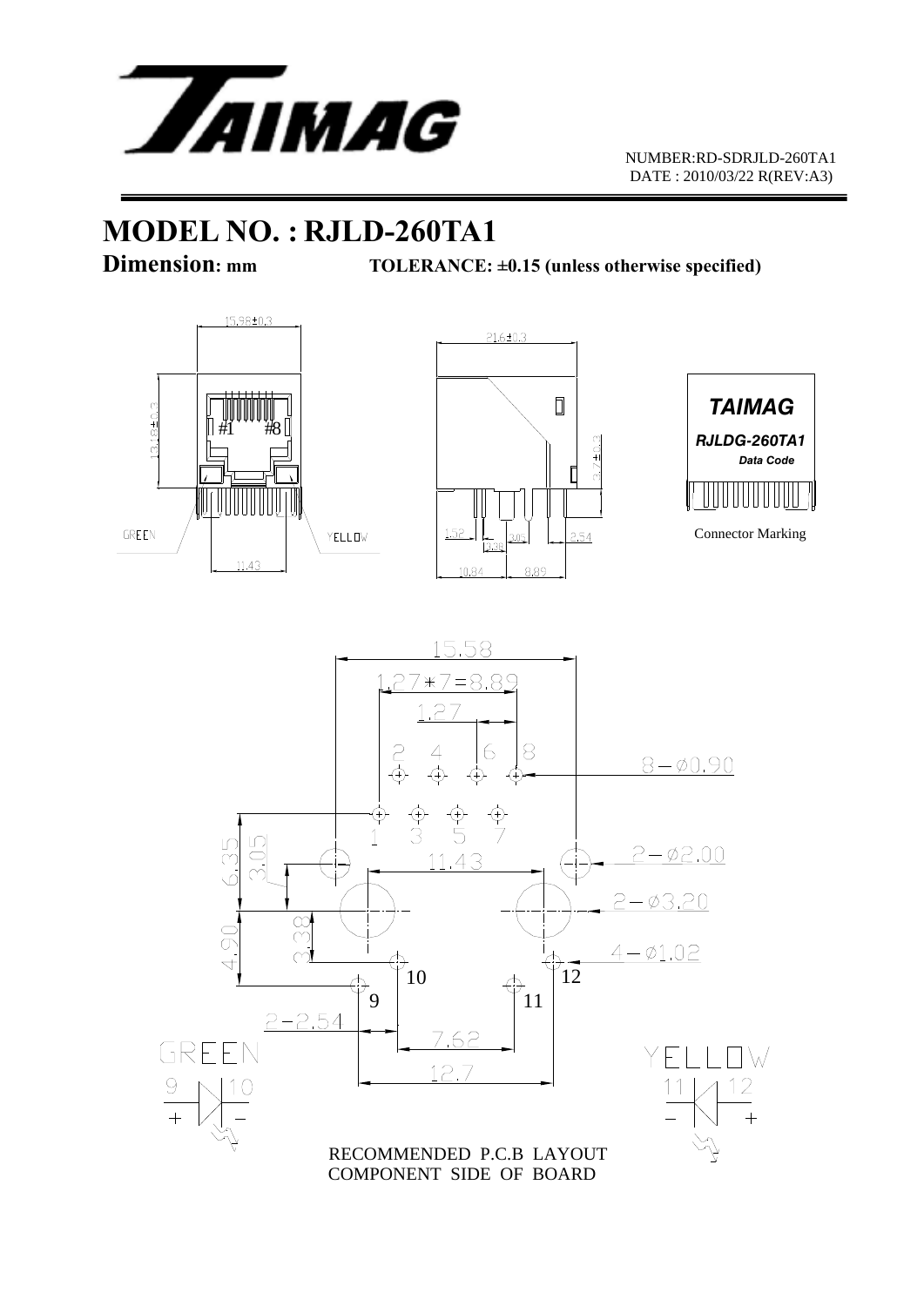NUMBER:RD-SDRJLD-260TA1
DATE : 2010/03/22 R(REV:A3)

# MODEL NO. : RJLD-260TA1

**Dimension: mm** **TOLERANCE: ±0.15 (unless otherwise specified)**

15.98±0.3

13.48±0.3

#1 #8

GREEN YELLOW

11.43

21.6±0.3

3.7±0.3

1.52 3.05 2.54

2.38

10.84 8.89

TAIMAG

RJLDG-260TA1

Data Code

Connector Marking

15.58

1.27*7=8.89

1.27

2 4 6 8

8−Ø0.90

1 3 5 7

6.35 3.05

2−Ø2.00

11.43

2−Ø3.20

4.90 3.38

4−Ø1.02

10 12

9 11

2−2.54

7.62

12.7

GREEN

9 + 10 −

YELLOW

11 − 12 +

RECOMMENDED P.C.B LAYOUT
COMPONENT SIDE OF BOARD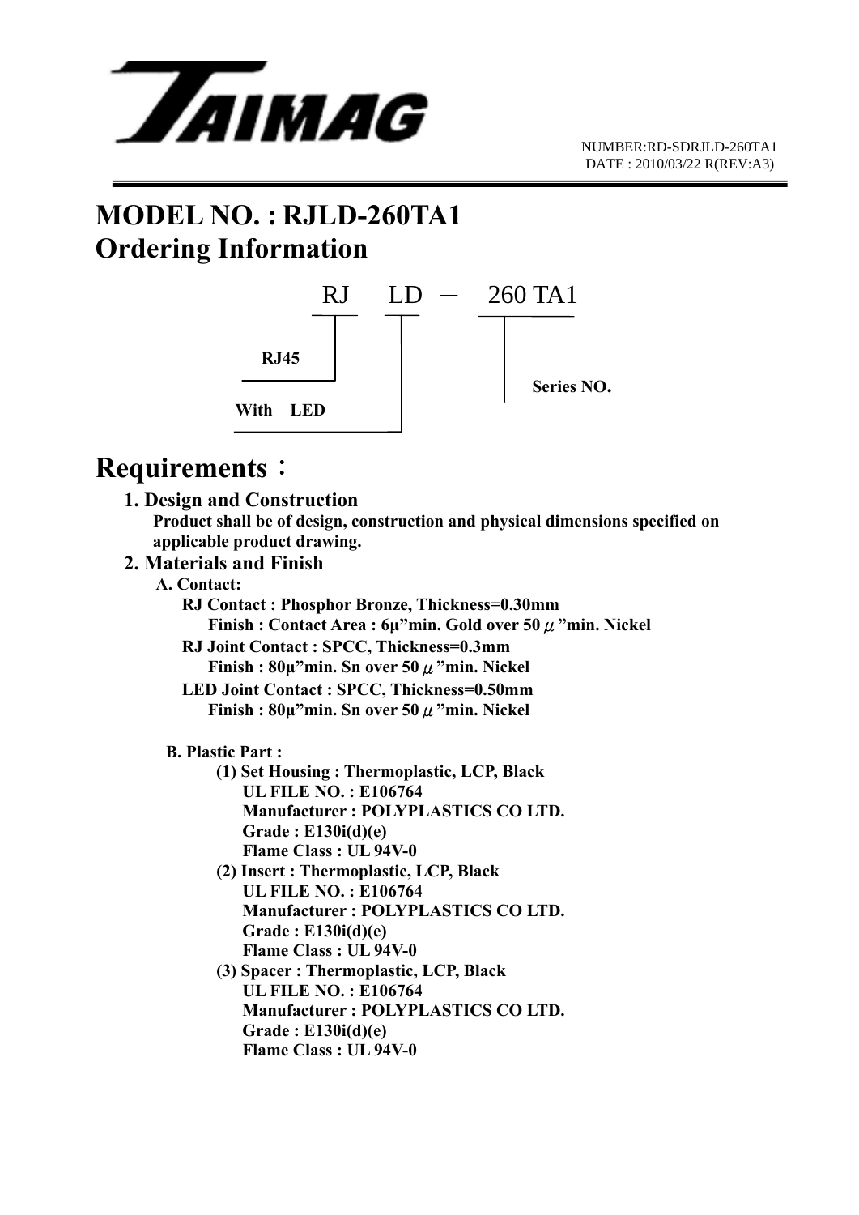TAIMAG

NUMBER:RD-SDRJLD-260TA1
DATE : 2010/03/22 R(REV:A3)

# MODEL NO. : RJLD-260TA1

# Ordering Information

RJ LD － 260 TA1

- RJ: RJ45
- LD: With LED
- 260 TA1: Series NO.

# Requirements：

**1. Design and Construction**

**Product shall be of design, construction and physical dimensions specified on applicable product drawing.**

**2. Materials and Finish**

**A. Contact:**

**RJ Contact : Phosphor Bronze, Thickness=0.30mm**
**Finish : Contact Area : 6μ"min. Gold over 50 μ"min. Nickel**

**RJ Joint Contact : SPCC, Thickness=0.3mm**
**Finish : 80μ"min. Sn over 50 μ"min. Nickel**

**LED Joint Contact : SPCC, Thickness=0.50mm**
**Finish : 80μ"min. Sn over 50 μ"min. Nickel**

**B. Plastic Part :**

**(1) Set Housing : Thermoplastic, LCP, Black**
**UL FILE NO. : E106764**
**Manufacturer : POLYPLASTICS CO LTD.**
**Grade : E130i(d)(e)**
**Flame Class : UL 94V-0**

**(2) Insert : Thermoplastic, LCP, Black**
**UL FILE NO. : E106764**
**Manufacturer : POLYPLASTICS CO LTD.**
**Grade : E130i(d)(e)**
**Flame Class : UL 94V-0**

**(3) Spacer : Thermoplastic, LCP, Black**
**UL FILE NO. : E106764**
**Manufacturer : POLYPLASTICS CO LTD.**
**Grade : E130i(d)(e)**
**Flame Class : UL 94V-0**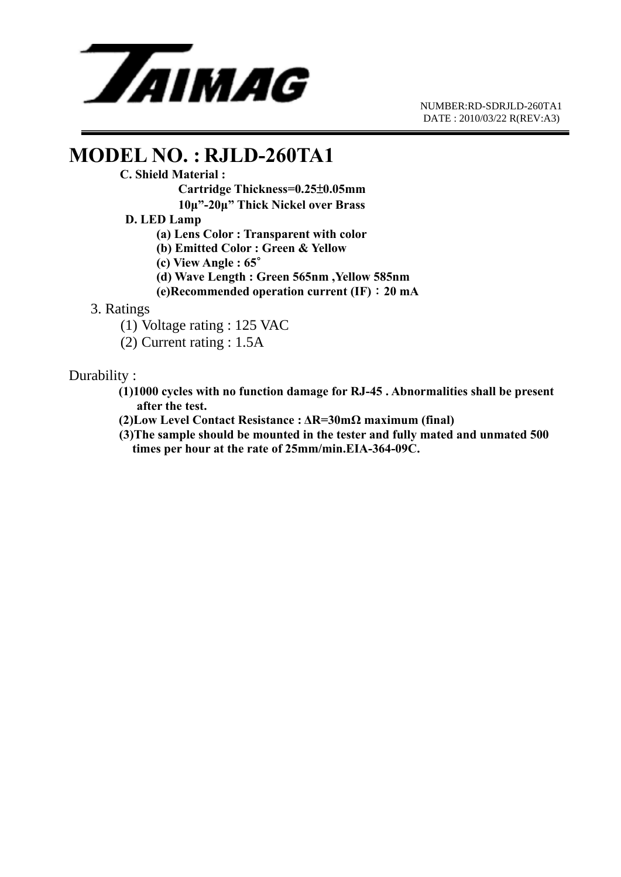# MODEL NO. : RJLD-260TA1

**C. Shield Material :**

**Cartridge Thickness=0.25±0.05mm**

**10μ"-20μ" Thick Nickel over Brass**

**D. LED Lamp**

**(a) Lens Color : Transparent with color**

**(b) Emitted Color : Green & Yellow**

**(c) View Angle : 65°**

**(d) Wave Length : Green 565nm ,Yellow 585nm**

**(e)Recommended operation current (IF)：20 mA**

3. Ratings

(1) Voltage rating : 125 VAC

(2) Current rating : 1.5A

Durability :

**(1)1000 cycles with no function damage for RJ-45 . Abnormalities shall be present after the test.**

**(2)Low Level Contact Resistance : ΔR=30mΩ maximum (final)**

**(3)The sample should be mounted in the tester and fully mated and unmated 500 times per hour at the rate of 25mm/min.EIA-364-09C.**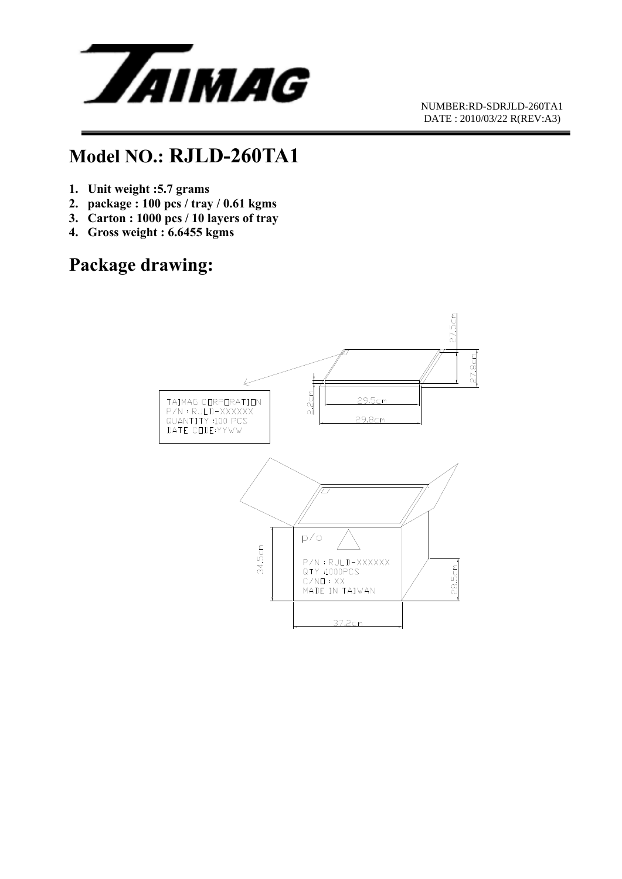# Model NO.: RJLD-260TA1

1. **Unit weight :5.7 grams**
2. **package : 100 pcs / tray / 0.61 kgms**
3. **Carton : 1000 pcs / 10 layers of tray**
4. **Gross weight : 6.6455 kgms**

## Package drawing:

27.5cm
27.8cm
2.2cm
29.5cm
29.8cm

TAIMAG CORPORATION
P/N : RJLD-XXXXXX
QUANTITY :100 PCS
DATE CODE:YYWW

p/o
P/N : RJLD-XXXXXX
QTY :1000PCS
C/NO : XX
MADE IN TAIWAN

34.5cm
28.5cm
37.2cm